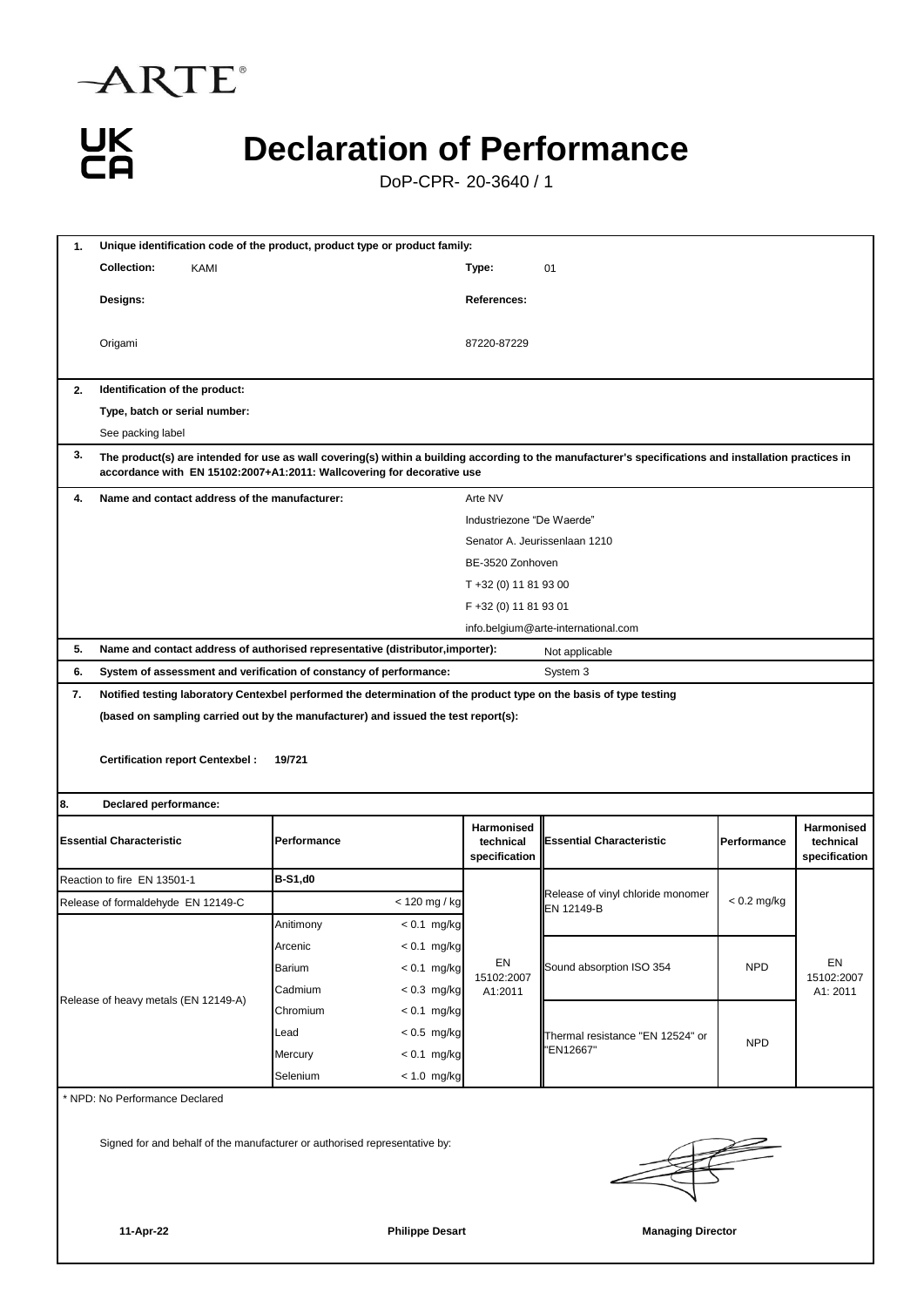ARTE®

UK CA

# Declaration of Performance

DoP-CPR- 20-3640 / 1

**1. Unique identification code of the product, product type or product family:**

**Collection:** KAMI

**Type:** 01

**Designs:** Origami

**References:** 87220-87229

**2. Identification of the product:**

**Type, batch or serial number:**

See packing label

**3. The product(s) are intended for use as wall covering(s) within a building according to the manufacturer's specifications and installation practices in accordance with EN 15102:2007+A1:2011: Wallcovering for decorative use**

**4. Name and contact address of the manufacturer:**

Arte NV
Industriezone "De Waerde"
Senator A. Jeurissenlaan 1210
BE-3520 Zonhoven
T +32 (0) 11 81 93 00
F +32 (0) 11 81 93 01
info.belgium@arte-international.com

**5. Name and contact address of authorised representative (distributor,importer):** Not applicable

**6. System of assessment and verification of constancy of performance:** System 3

**7. Notified testing laboratory Centexbel performed the determination of the product type on the basis of type testing (based on sampling carried out by the manufacturer) and issued the test report(s):**

**Certification report Centexbel : 19/721**

**8. Declared performance:**

| Essential Characteristic | Performance | | Harmonised technical specification | Essential Characteristic | Performance | Harmonised technical specification |
|---|---|---|---|---|---|---|
| Reaction to fire EN 13501-1 | **B-S1,d0** | | EN 15102:2007 A1:2011 | Release of vinyl chloride monomer EN 12149-B | < 0.2 mg/kg | EN 15102:2007 A1: 2011 |
| Release of formaldehyde EN 12149-C | | < 120 mg / kg | | | | |
| Release of heavy metals (EN 12149-A) | Anitimony | < 0.1 mg/kg | | | | |
| | Arcenic | < 0.1 mg/kg | | Sound absorption ISO 354 | NPD | |
| | Barium | < 0.1 mg/kg | | | | |
| | Cadmium | < 0.3 mg/kg | | | | |
| | Chromium | < 0.1 mg/kg | | Thermal resistance "EN 12524" or "EN12667" | NPD | |
| | Lead | < 0.5 mg/kg | | | | |
| | Mercury | < 0.1 mg/kg | | | | |
| | Selenium | < 1.0 mg/kg | | | | |

* NPD: No Performance Declared

Signed for and behalf of the manufacturer or authorised representative by:

**11-Apr-22** **Philippe Desart** **Managing Director**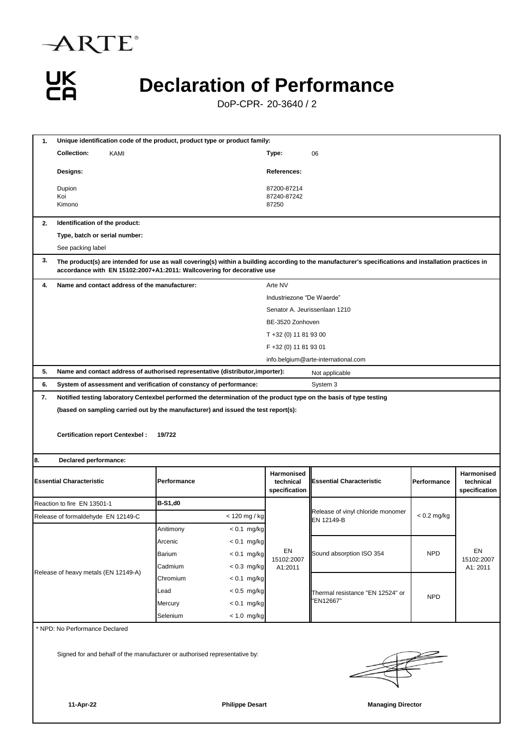ARTE®

UKCA

# Declaration of Performance

DoP-CPR- 20-3640 / 2

**1. Unique identification code of the product, product type or product family:**

**Collection:** KAMI

**Type:** 06

| **Designs:** | **References:** |
|---|---|
| Dupion | 87200-87214 |
| Koi | 87240-87242 |
| Kimono | 87250 |

**2. Identification of the product:**

**Type, batch or serial number:**

See packing label

**3. The product(s) are intended for use as wall covering(s) within a building according to the manufacturer's specifications and installation practices in accordance with EN 15102:2007+A1:2011: Wallcovering for decorative use**

**4. Name and contact address of the manufacturer:**

Arte NV
Industriezone "De Waerde"
Senator A. Jeurissenlaan 1210
BE-3520 Zonhoven
T +32 (0) 11 81 93 00
F +32 (0) 11 81 93 01
info.belgium@arte-international.com

**5. Name and contact address of authorised representative (distributor,importer):** Not applicable

**6. System of assessment and verification of constancy of performance:** System 3

**7. Notified testing laboratory Centexbel performed the determination of the product type on the basis of type testing (based on sampling carried out by the manufacturer) and issued the test report(s):**

**Certification report Centexbel : 19/722**

**8. Declared performance:**

| **Essential Characteristic** | **Performance** | | **Harmonised technical specification** | **Essential Characteristic** | **Performance** | **Harmonised technical specification** |
|---|---|---|---|---|---|---|
| Reaction to fire EN 13501-1 | **B-S1,d0** | | EN 15102:2007 A1:2011 | Release of vinyl chloride monomer EN 12149-B | < 0.2 mg/kg | EN 15102:2007 A1: 2011 |
| Release of formaldehyde EN 12149-C | | < 120 mg / kg | | | | |
| Release of heavy metals (EN 12149-A) | Anitimony | < 0.1 mg/kg | | Sound absorption ISO 354 | NPD | |
| | Arcenic | < 0.1 mg/kg | | | | |
| | Barium | < 0.1 mg/kg | | | | |
| | Cadmium | < 0.3 mg/kg | | | | |
| | Chromium | < 0.1 mg/kg | | Thermal resistance "EN 12524" or "EN12667" | NPD | |
| | Lead | < 0.5 mg/kg | | | | |
| | Mercury | < 0.1 mg/kg | | | | |
| | Selenium | < 1.0 mg/kg | | | | |

* NPD: No Performance Declared

Signed for and behalf of the manufacturer or authorised representative by:

**11-Apr-22** **Philippe Desart** **Managing Director**